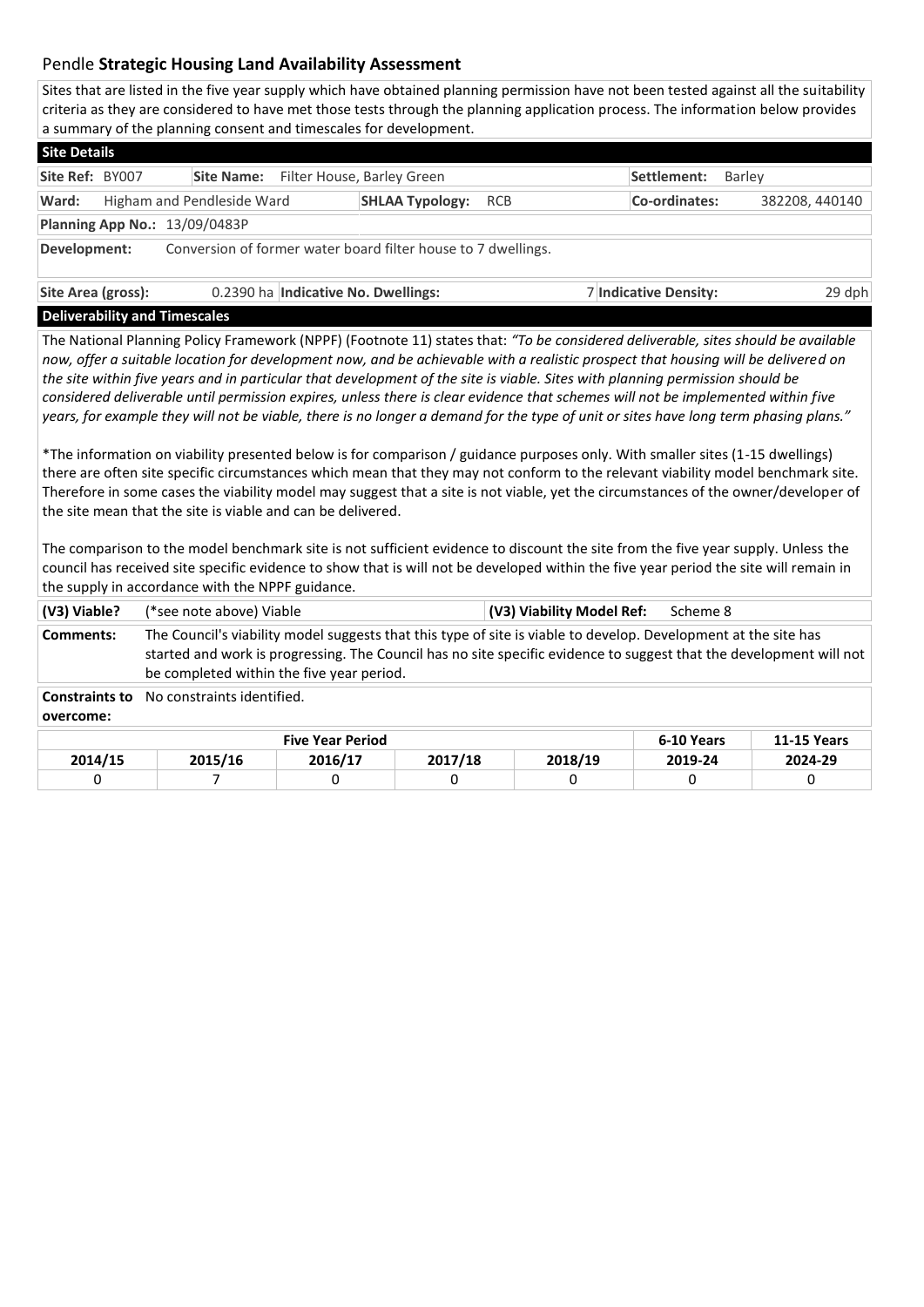## Pendle **Strategic Housing Land Availability Assessment**

Sites that are listed in the five year supply which have obtained planning permission have not been tested against all the suitability criteria as they are considered to have met those tests through the planning application process. The information below provides a summary of the planning consent and timescales for development.

### Site Details

| | | | | | |
|---|---|---|---|---|---|
| **Site Ref:** BY007 | **Site Name:** Filter House, Barley Green | | | **Settlement:** | Barley |
| **Ward:** Higham and Pendleside Ward | | **SHLAA Typology:** | RCB | **Co-ordinates:** | 382208, 440140 |
| **Planning App No.:** 13/09/0483P | | | | | |
| **Development:** | Conversion of former water board filter house to 7 dwellings. | | | | |
| **Site Area (gross):** | 0.2390 ha | **Indicative No. Dwellings:** | 7 | **Indicative Density:** | 29 dph |

### Deliverability and Timescales

The National Planning Policy Framework (NPPF) (Footnote 11) states that: *"To be considered deliverable, sites should be available now, offer a suitable location for development now, and be achievable with a realistic prospect that housing will be delivered on the site within five years and in particular that development of the site is viable. Sites with planning permission should be considered deliverable until permission expires, unless there is clear evidence that schemes will not be implemented within five years, for example they will not be viable, there is no longer a demand for the type of unit or sites have long term phasing plans."*

*The information on viability presented below is for comparison / guidance purposes only. With smaller sites (1-15 dwellings) there are often site specific circumstances which mean that they may not conform to the relevant viability model benchmark site. Therefore in some cases the viability model may suggest that a site is not viable, yet the circumstances of the owner/developer of the site mean that the site is viable and can be delivered.

The comparison to the model benchmark site is not sufficient evidence to discount the site from the five year supply. Unless the council has received site specific evidence to show that is will not be developed within the five year period the site will remain in the supply in accordance with the NPPF guidance.

| | | | |
|---|---|---|---|
| **(V3) Viable?** | (*see note above) Viable | **(V3) Viability Model Ref:** | Scheme 8 |
| **Comments:** | The Council's viability model suggests that this type of site is viable to develop. Development at the site has started and work is progressing. The Council has no site specific evidence to suggest that the development will not be completed within the five year period. | | |
| **Constraints to overcome:** | No constraints identified. | | |

| **Five Year Period** | | | | | **6-10 Years** | **11-15 Years** |
|---|---|---|---|---|---|---|
| **2014/15** | **2015/16** | **2016/17** | **2017/18** | **2018/19** | **2019-24** | **2024-29** |
| 0 | 7 | 0 | 0 | 0 | 0 | 0 |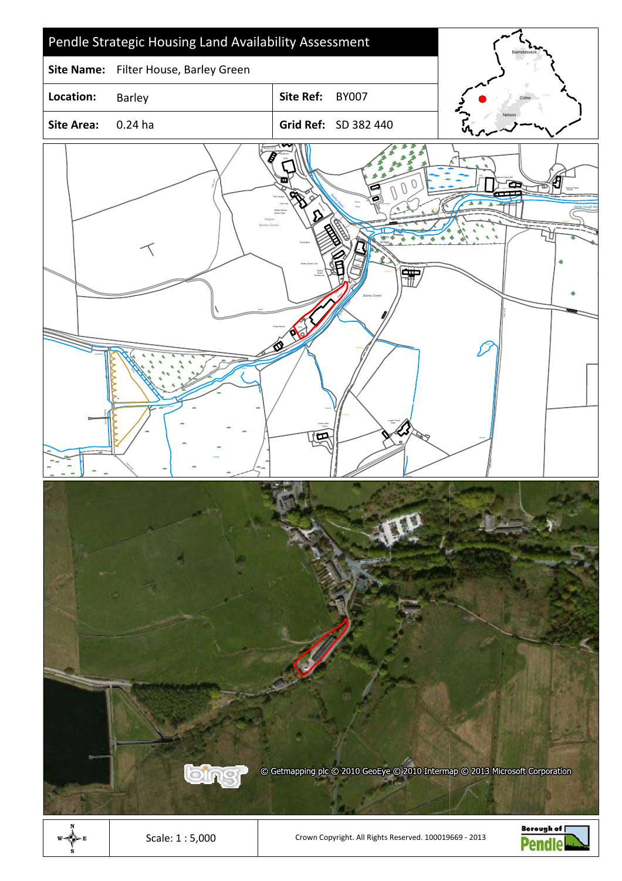# Pendle Strategic Housing Land Availability Assessment

| | | | |
|---|---|---|---|
| **Site Name:** | Filter House, Barley Green | | |
| **Location:** | Barley | **Site Ref:** | BY007 |
| **Site Area:** | 0.24 ha | **Grid Ref:** | SD 382 440 |

Barnoldswick

Colne

Nelson

Higher Barley Green

Barley Green

© Getmapping plc © 2010 GeoEye © 2010 Intermap © 2013 Microsoft Corporation

Scale: 1 : 5,000

Crown Copyright. All Rights Reserved. 100019669 - 2013

Borough of Pendle